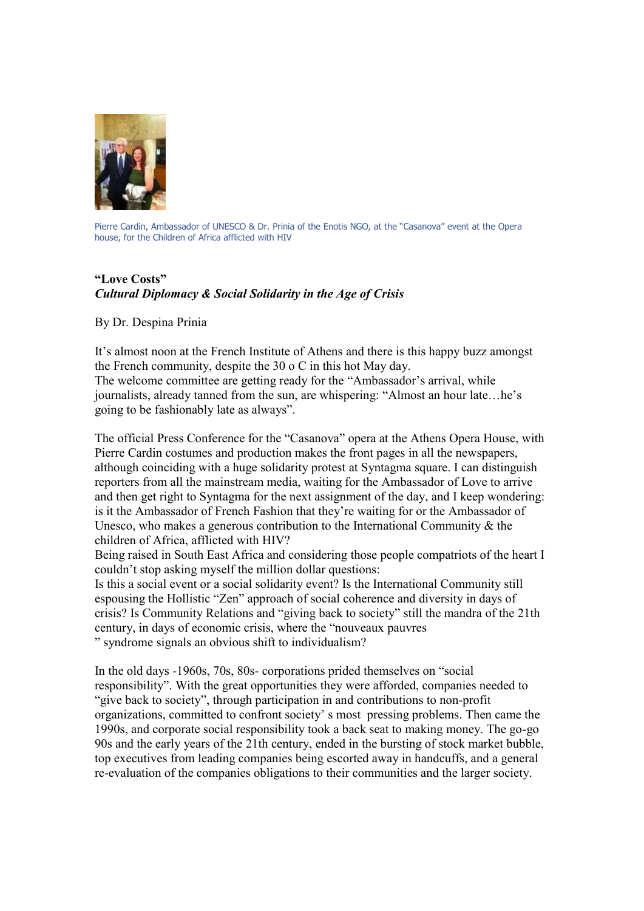Pierre Cardin, Ambassador of UNESCO & Dr. Prinia of the Enotis NGO, at the "Casanova" event at the Opera house, for the Children of Africa afflicted with HIV

**"Love Costs"**
***Cultural Diplomacy & Social Solidarity in the Age of Crisis***

By Dr. Despina Prinia

It's almost noon at the French Institute of Athens and there is this happy buzz amongst the French community, despite the 30 o C in this hot May day.
The welcome committee are getting ready for the "Ambassador's arrival, while journalists, already tanned from the sun, are whispering: "Almost an hour late…he's going to be fashionably late as always".

The official Press Conference for the "Casanova" opera at the Athens Opera House, with Pierre Cardin costumes and production makes the front pages in all the newspapers, although coinciding with a huge solidarity protest at Syntagma square. I can distinguish reporters from all the mainstream media, waiting for the Ambassador of Love to arrive and then get right to Syntagma for the next assignment of the day, and I keep wondering: is it the Ambassador of French Fashion that they're waiting for or the Ambassador of Unesco, who makes a generous contribution to the International Community & the children of Africa, afflicted with HIV?
Being raised in South East Africa and considering those people compatriots of the heart I couldn't stop asking myself the million dollar questions:
Is this a social event or a social solidarity event? Is the International Community still espousing the Hollistic "Zen" approach of social coherence and diversity in days of crisis? Is Community Relations and "giving back to society" still the mandra of the 21th century, in days of economic crisis, where the "nouveaux pauvres
" syndrome signals an obvious shift to individualism?

In the old days -1960s, 70s, 80s- corporations prided themselves on "social responsibility". With the great opportunities they were afforded, companies needed to "give back to society", through participation in and contributions to non-profit organizations, committed to confront society' s most pressing problems. Then came the 1990s, and corporate social responsibility took a back seat to making money. The go-go 90s and the early years of the 21th century, ended in the bursting of stock market bubble, top executives from leading companies being escorted away in handcuffs, and a general re-evaluation of the companies obligations to their communities and the larger society.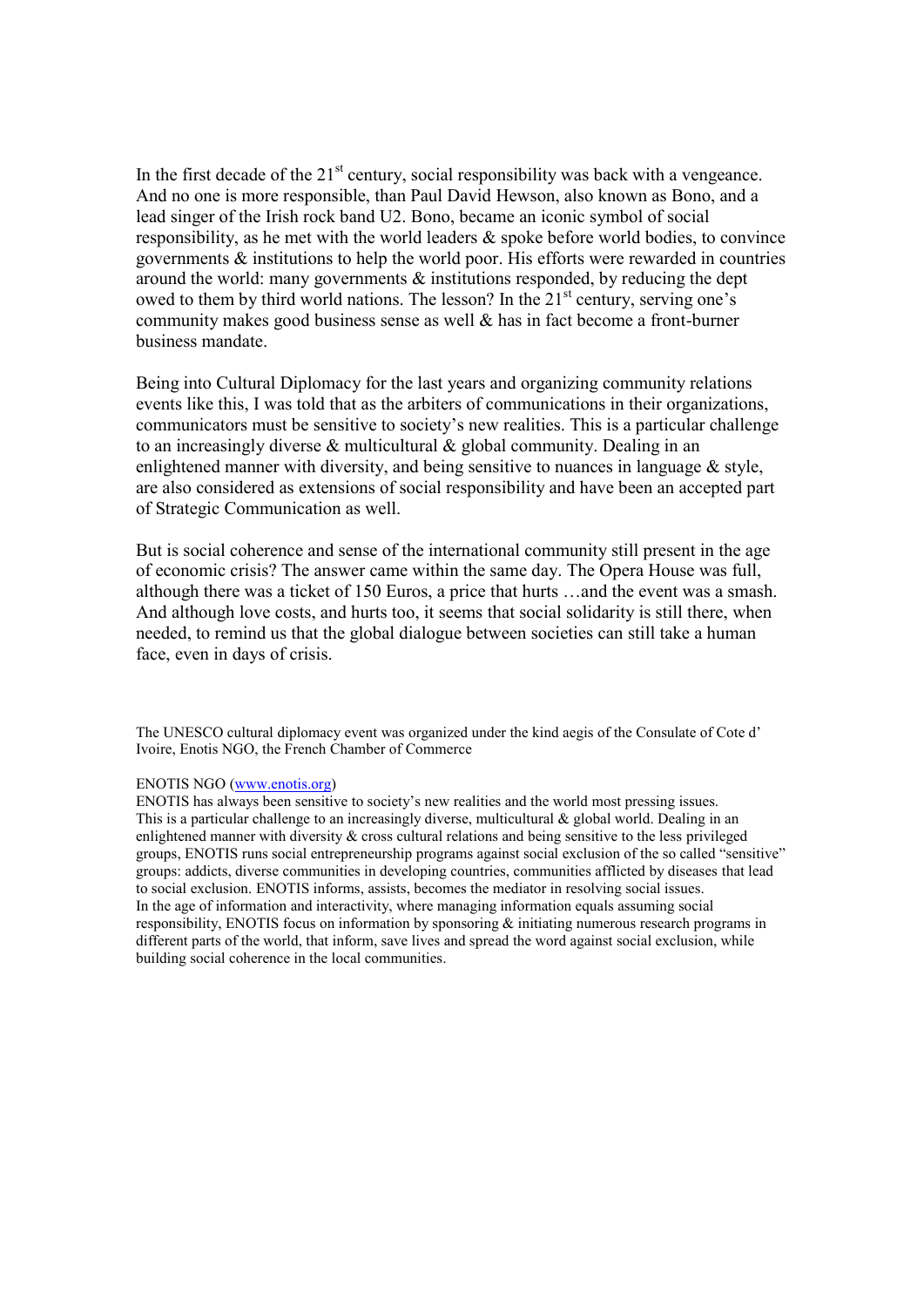In the first decade of the 21st century, social responsibility was back with a vengeance. And no one is more responsible, than Paul David Hewson, also known as Bono, and a lead singer of the Irish rock band U2. Bono, became an iconic symbol of social responsibility, as he met with the world leaders & spoke before world bodies, to convince governments & institutions to help the world poor. His efforts were rewarded in countries around the world: many governments & institutions responded, by reducing the dept owed to them by third world nations. The lesson? In the 21st century, serving one's community makes good business sense as well & has in fact become a front-burner business mandate.

Being into Cultural Diplomacy for the last years and organizing community relations events like this, I was told that as the arbiters of communications in their organizations, communicators must be sensitive to society's new realities. This is a particular challenge to an increasingly diverse & multicultural & global community. Dealing in an enlightened manner with diversity, and being sensitive to nuances in language & style, are also considered as extensions of social responsibility and have been an accepted part of Strategic Communication as well.

But is social coherence and sense of the international community still present in the age of economic crisis? The answer came within the same day. The Opera House was full, although there was a ticket of 150 Euros, a price that hurts …and the event was a smash. And although love costs, and hurts too, it seems that social solidarity is still there, when needed, to remind us that the global dialogue between societies can still take a human face, even in days of crisis.

The UNESCO cultural diplomacy event was organized under the kind aegis of the Consulate of Cote d' Ivoire, Enotis NGO, the French Chamber of Commerce

ENOTIS NGO (www.enotis.org)
ENOTIS has always been sensitive to society's new realities and the world most pressing issues. This is a particular challenge to an increasingly diverse, multicultural & global world. Dealing in an enlightened manner with diversity & cross cultural relations and being sensitive to the less privileged groups, ENOTIS runs social entrepreneurship programs against social exclusion of the so called "sensitive" groups: addicts, diverse communities in developing countries, communities afflicted by diseases that lead to social exclusion. ENOTIS informs, assists, becomes the mediator in resolving social issues.
In the age of information and interactivity, where managing information equals assuming social responsibility, ENOTIS focus on information by sponsoring & initiating numerous research programs in different parts of the world, that inform, save lives and spread the word against social exclusion, while building social coherence in the local communities.